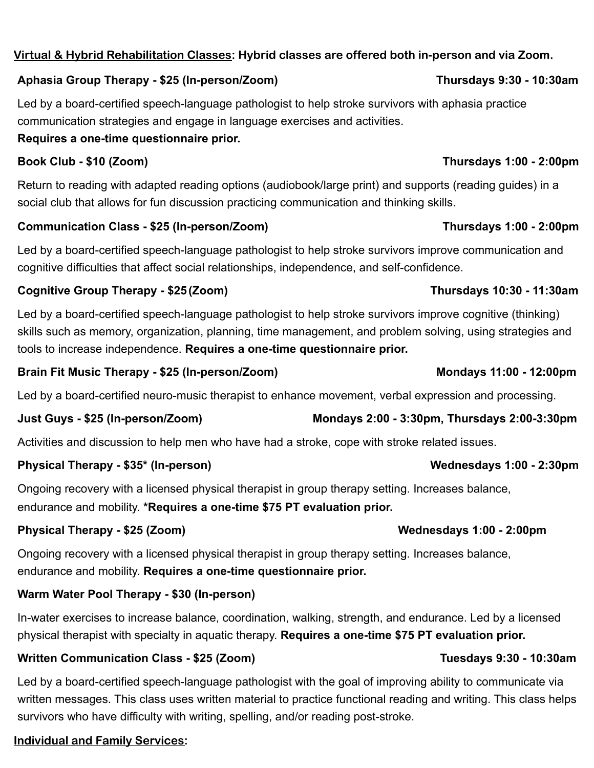**<u>Virtual & Hybrid Rehabilitation Classes</u>: Hybrid classes are offered both in-person and via Zoom.**

**Aphasia Group Therapy - $25 (In-person/Zoom)** **Thursdays 9:30 - 10:30am**

Led by a board-certified speech-language pathologist to help stroke survivors with aphasia practice communication strategies and engage in language exercises and activities.
**Requires a one-time questionnaire prior.**

**Book Club - $10 (Zoom)** **Thursdays 1:00 - 2:00pm**

Return to reading with adapted reading options (audiobook/large print) and supports (reading guides) in a social club that allows for fun discussion practicing communication and thinking skills.

**Communication Class - $25 (In-person/Zoom)** **Thursdays 1:00 - 2:00pm**

Led by a board-certified speech-language pathologist to help stroke survivors improve communication and cognitive difficulties that affect social relationships, independence, and self-confidence.

**Cognitive Group Therapy - $25 (Zoom)** **Thursdays 10:30 - 11:30am**

Led by a board-certified speech-language pathologist to help stroke survivors improve cognitive (thinking) skills such as memory, organization, planning, time management, and problem solving, using strategies and tools to increase independence. **Requires a one-time questionnaire prior.**

**Brain Fit Music Therapy - $25 (In-person/Zoom)** **Mondays 11:00 - 12:00pm**

Led by a board-certified neuro-music therapist to enhance movement, verbal expression and processing.

**Just Guys - $25 (In-person/Zoom)** **Mondays 2:00 - 3:30pm, Thursdays 2:00-3:30pm**

Activities and discussion to help men who have had a stroke, cope with stroke related issues.

**Physical Therapy - $35* (In-person)** **Wednesdays 1:00 - 2:30pm**

Ongoing recovery with a licensed physical therapist in group therapy setting. Increases balance, endurance and mobility. ***Requires a one-time $75 PT evaluation prior.**

**Physical Therapy - $25 (Zoom)** **Wednesdays 1:00 - 2:00pm**

Ongoing recovery with a licensed physical therapist in group therapy setting. Increases balance, endurance and mobility. **Requires a one-time questionnaire prior.**

**Warm Water Pool Therapy - $30 (In-person)**

In-water exercises to increase balance, coordination, walking, strength, and endurance. Led by a licensed physical therapist with specialty in aquatic therapy. **Requires a one-time $75 PT evaluation prior.**

**Written Communication Class - $25 (Zoom)** **Tuesdays 9:30 - 10:30am**

Led by a board-certified speech-language pathologist with the goal of improving ability to communicate via written messages. This class uses written material to practice functional reading and writing. This class helps survivors who have difficulty with writing, spelling, and/or reading post-stroke.

**<u>Individual and Family Services</u>:**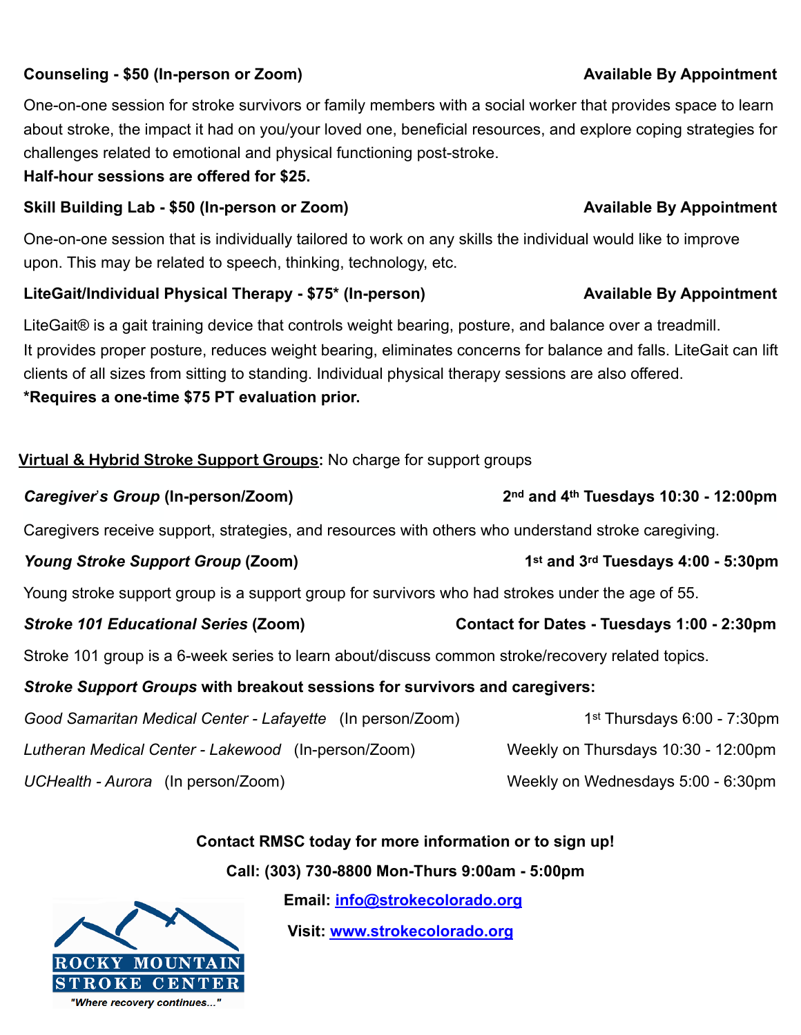**Counseling - $50 (In-person or Zoom)** **Available By Appointment**

One-on-one session for stroke survivors or family members with a social worker that provides space to learn about stroke, the impact it had on you/your loved one, beneficial resources, and explore coping strategies for challenges related to emotional and physical functioning post-stroke.

**Half-hour sessions are offered for $25.**

**Skill Building Lab - $50 (In-person or Zoom)** **Available By Appointment**

One-on-one session that is individually tailored to work on any skills the individual would like to improve upon. This may be related to speech, thinking, technology, etc.

**LiteGait/Individual Physical Therapy - $75* (In-person)** **Available By Appointment**

LiteGait® is a gait training device that controls weight bearing, posture, and balance over a treadmill. It provides proper posture, reduces weight bearing, eliminates concerns for balance and falls. LiteGait can lift clients of all sizes from sitting to standing. Individual physical therapy sessions are also offered.

***Requires a one-time $75 PT evaluation prior.**

**Virtual & Hybrid Stroke Support Groups:** No charge for support groups

***Caregiver's Group* (In-person/Zoom)** **2nd and 4th Tuesdays 10:30 - 12:00pm**

Caregivers receive support, strategies, and resources with others who understand stroke caregiving.

***Young Stroke Support Group* (Zoom)** **1st and 3rd Tuesdays 4:00 - 5:30pm**

Young stroke support group is a support group for survivors who had strokes under the age of 55.

***Stroke 101 Educational Series* (Zoom)** **Contact for Dates - Tuesdays 1:00 - 2:30pm**

Stroke 101 group is a 6-week series to learn about/discuss common stroke/recovery related topics.

***Stroke Support Groups* with breakout sessions for survivors and caregivers:**

*Good Samaritan Medical Center - Lafayette* (In person/Zoom) 1st Thursdays 6:00 - 7:30pm

*Lutheran Medical Center - Lakewood* (In-person/Zoom) Weekly on Thursdays 10:30 - 12:00pm

*UCHealth - Aurora* (In person/Zoom) Weekly on Wednesdays 5:00 - 6:30pm

**Contact RMSC today for more information or to sign up!**

**Call: (303) 730-8800 Mon-Thurs 9:00am - 5:00pm**

**Email: [info@strokecolorado.org](mailto:info@strokecolorado.org)**

**Visit: [www.strokecolorado.org](http://www.strokecolorado.org)**

ROCKY MOUNTAIN STROKE CENTER

*"Where recovery continues..."*